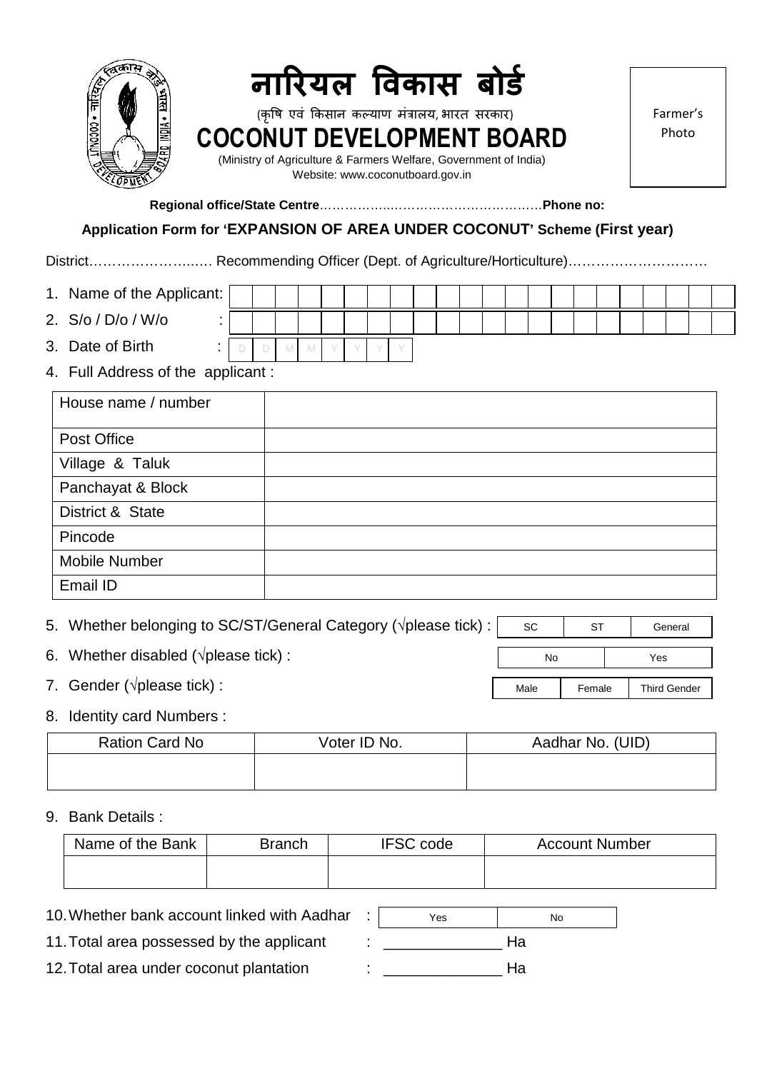# नारियल विकास बोर्ड

(कृषि एवं किसान कल्याण मंत्रालय, भारत सरकार)

# COCONUT DEVELOPMENT BOARD

(Ministry of Agriculture & Farmers Welfare, Government of India)

Website: www.coconutboard.gov.in

Farmer's Photo

**Regional office/State Centre**……………..…………………………….**Phone no:**

## Application Form for 'EXPANSION OF AREA UNDER COCONUT' Scheme (First year)

District……………………..…. Recommending Officer (Dept. of Agriculture/Horticulture)…………………………

1. Name of the Applicant:
2. S/o / D/o / W/o :
3. Date of Birth : D D M M Y Y Y Y
4. Full Address of the applicant :

| House name / number | |
|---|---|
| Post Office | |
| Village & Taluk | |
| Panchayat & Block | |
| District & State | |
| Pincode | |
| Mobile Number | |
| Email ID | |

5. Whether belonging to SC/ST/General Category (√please tick) : SC | ST | General
6. Whether disabled (√please tick) : No | Yes
7. Gender (√please tick) : Male | Female | Third Gender
8. Identity card Numbers :

| Ration Card No | Voter ID No. | Aadhar No. (UID) |
|---|---|---|
| | | |

9. Bank Details :

| Name of the Bank | Branch | IFSC code | Account Number |
|---|---|---|---|
| | | | |

10. Whether bank account linked with Aadhar : Yes | No
11. Total area possessed by the applicant : ______________ Ha
12. Total area under coconut plantation : ______________ Ha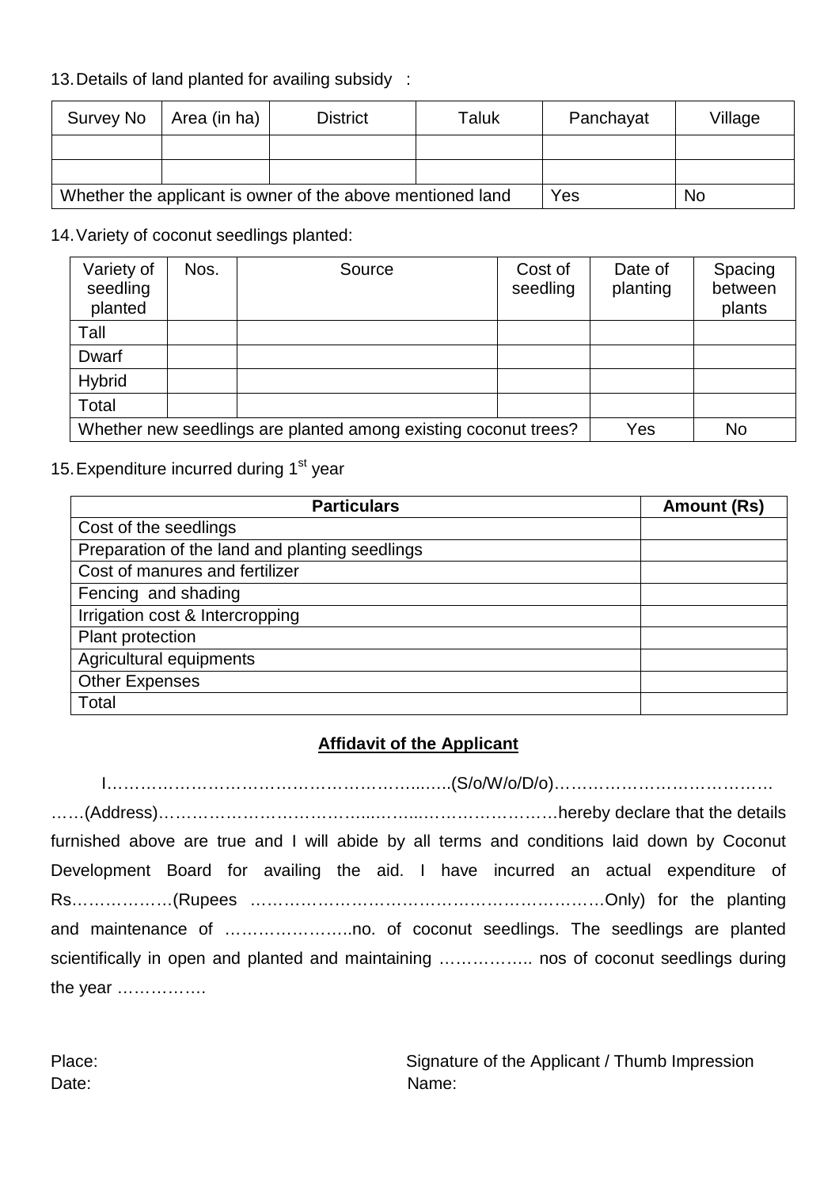13. Details of land planted for availing subsidy :

| Survey No | Area (in ha) | District | Taluk | Panchayat | Village |
|---|---|---|---|---|---|
| | | | | | |
| | | | | | |
| Whether the applicant is owner of the above mentioned land | | | | Yes | No |

14. Variety of coconut seedlings planted:

| Variety of seedling planted | Nos. | Source | Cost of seedling | Date of planting | Spacing between plants |
|---|---|---|---|---|---|
| Tall | | | | | |
| Dwarf | | | | | |
| Hybrid | | | | | |
| Total | | | | | |
| Whether new seedlings are planted among existing coconut trees? | | | | Yes | No |

15. Expenditure incurred during 1st year

| Particulars | Amount (Rs) |
|---|---|
| Cost of the seedlings | |
| Preparation of the land and planting seedlings | |
| Cost of manures and fertilizer | |
| Fencing and shading | |
| Irrigation cost & Intercropping | |
| Plant protection | |
| Agricultural equipments | |
| Other Expenses | |
| Total | |

**Affidavit of the Applicant**

I…………………………………………………....…(S/o/W/o/D/o)…………………………………
……(Address)………………………………...…...……………………hereby declare that the details furnished above are true and I will abide by all terms and conditions laid down by Coconut Development Board for availing the aid. I have incurred an actual expenditure of Rs………………(Rupees ………………………………………………………Only) for the planting and maintenance of …………………..no. of coconut seedlings. The seedlings are planted scientifically in open and planted and maintaining …………….. nos of coconut seedlings during the year …………….

Place: Signature of the Applicant / Thumb Impression

Date: Name: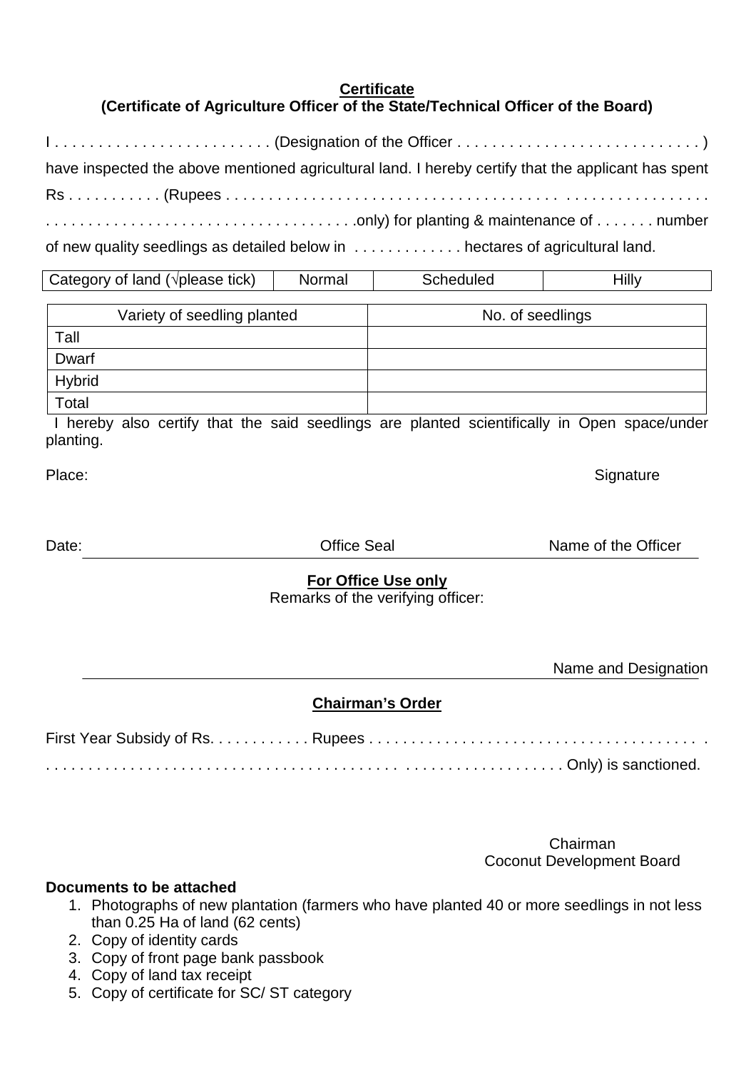**Certificate**
**(Certificate of Agriculture Officer of the State/Technical Officer of the Board)**

I . . . . . . . . . . . . . . . . . . . . . . . . . (Designation of the Officer . . . . . . . . . . . . . . . . . . . . . . . . . . . . ) have inspected the above mentioned agricultural land. I hereby certify that the applicant has spent Rs . . . . . . . . . . . (Rupees . . . . . . . . . . . . . . . . . . . . . . . . . . . . . . . . . . . . . . . . . . . . . . . . . . . . . . . . . . . . . . . . . . . . . . . . . . . . . . . . . . . . . . . . . . . . . . . . . . . . . . . .only) for planting & maintenance of . . . . . . . number of new quality seedlings as detailed below in . . . . . . . . . . . . . hectares of agricultural land.

| Category of land (√please tick) | Normal | Scheduled | Hilly |
|---|---|---|---|

| Variety of seedling planted | No. of seedlings |
|---|---|
| Tall | |
| Dwarf | |
| Hybrid | |
| Total | |

I hereby also certify that the said seedlings are planted scientifically in Open space/under planting.

Place: Signature

Date: Office Seal Name of the Officer

**For Office Use only**

Remarks of the verifying officer:

Name and Designation

**Chairman's Order**

First Year Subsidy of Rs. . . . . . . . . . . . Rupees . . . . . . . . . . . . . . . . . . . . . . . . . . . . . . . . . . . . . . . . . . . . . . . . . . . . . . . . . . . . . . . . . . . . . . . . . . . . . . . . . . . . . . . . . . . . . . . . . . . . . . . . Only) is sanctioned.

Chairman
Coconut Development Board

**Documents to be attached**

1. Photographs of new plantation (farmers who have planted 40 or more seedlings in not less than 0.25 Ha of land (62 cents)
2. Copy of identity cards
3. Copy of front page bank passbook
4. Copy of land tax receipt
5. Copy of certificate for SC/ ST category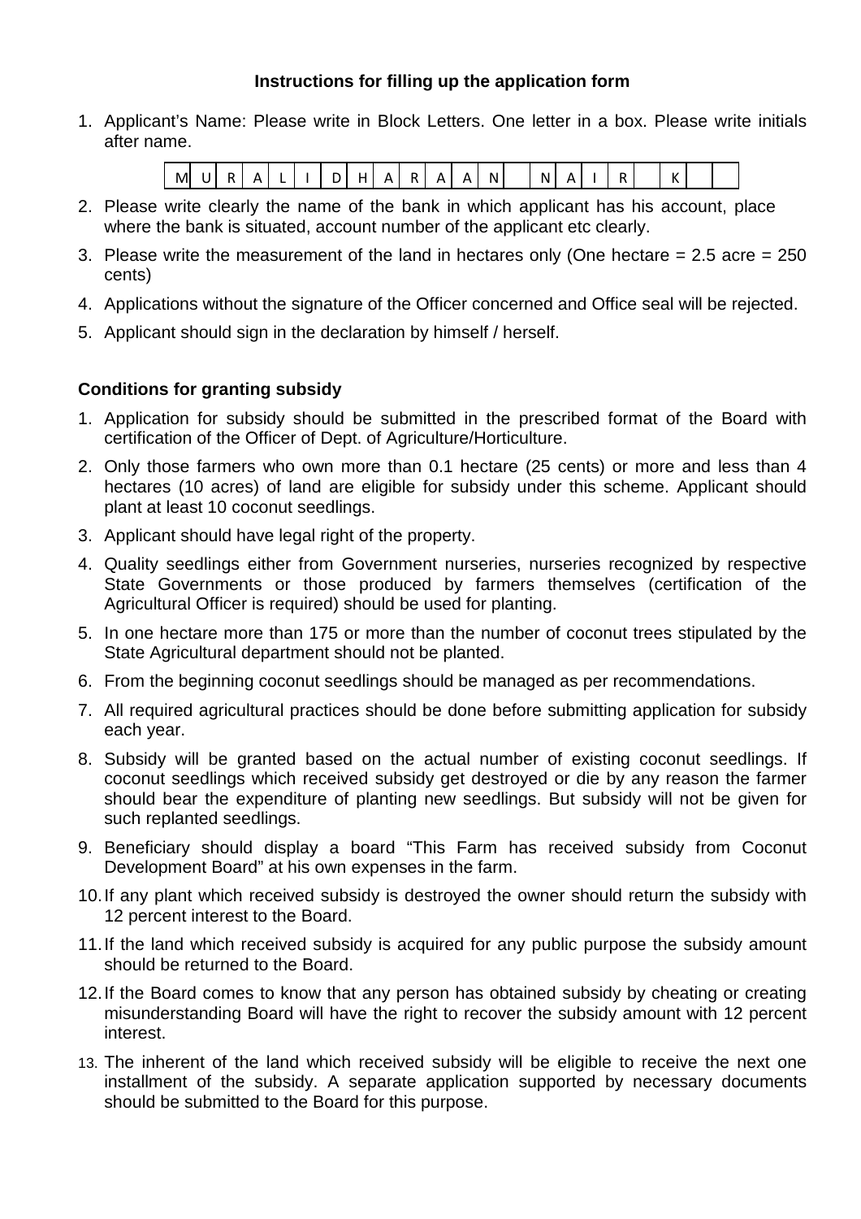**Instructions for filling up the application form**

1. Applicant's Name: Please write in Block Letters. One letter in a box. Please write initials after name.

| | | | | | | | | | | | | | | | | | | | | | | | |
|---|---|---|---|---|---|---|---|---|---|---|---|---|---|---|---|---|---|---|---|---|---|---|---|
| M | U | R | A | L | I | D | H | A | R | A | A | N | | N | A | I | R | | K | | | | |

2. Please write clearly the name of the bank in which applicant has his account, place where the bank is situated, account number of the applicant etc clearly.
3. Please write the measurement of the land in hectares only (One hectare = 2.5 acre = 250 cents)
4. Applications without the signature of the Officer concerned and Office seal will be rejected.
5. Applicant should sign in the declaration by himself / herself.

**Conditions for granting subsidy**

1. Application for subsidy should be submitted in the prescribed format of the Board with certification of the Officer of Dept. of Agriculture/Horticulture.
2. Only those farmers who own more than 0.1 hectare (25 cents) or more and less than 4 hectares (10 acres) of land are eligible for subsidy under this scheme. Applicant should plant at least 10 coconut seedlings.
3. Applicant should have legal right of the property.
4. Quality seedlings either from Government nurseries, nurseries recognized by respective State Governments or those produced by farmers themselves (certification of the Agricultural Officer is required) should be used for planting.
5. In one hectare more than 175 or more than the number of coconut trees stipulated by the State Agricultural department should not be planted.
6. From the beginning coconut seedlings should be managed as per recommendations.
7. All required agricultural practices should be done before submitting application for subsidy each year.
8. Subsidy will be granted based on the actual number of existing coconut seedlings. If coconut seedlings which received subsidy get destroyed or die by any reason the farmer should bear the expenditure of planting new seedlings. But subsidy will not be given for such replanted seedlings.
9. Beneficiary should display a board "This Farm has received subsidy from Coconut Development Board" at his own expenses in the farm.
10. If any plant which received subsidy is destroyed the owner should return the subsidy with 12 percent interest to the Board.
11. If the land which received subsidy is acquired for any public purpose the subsidy amount should be returned to the Board.
12. If the Board comes to know that any person has obtained subsidy by cheating or creating misunderstanding Board will have the right to recover the subsidy amount with 12 percent interest.
13. The inherent of the land which received subsidy will be eligible to receive the next one installment of the subsidy. A separate application supported by necessary documents should be submitted to the Board for this purpose.